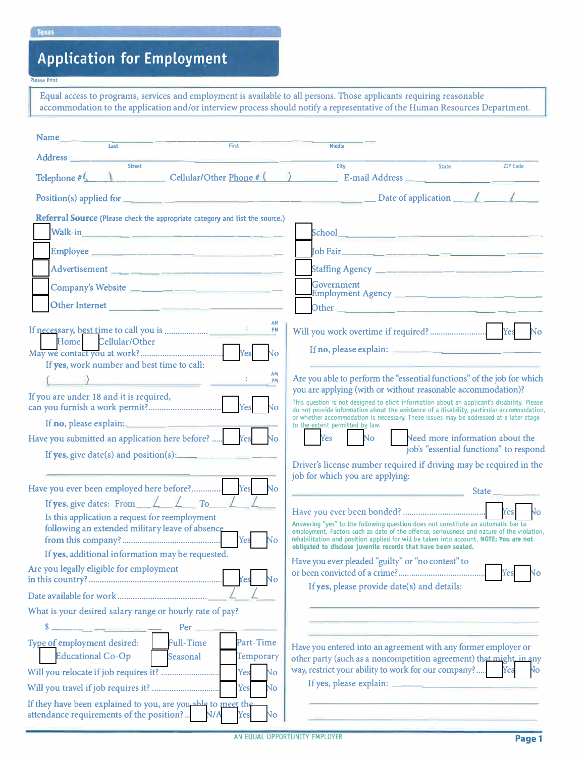Texas

# Application for Employment

Please Print

Equal access to programs, services and employment is available to all persons. Those applicants requiring reasonable accommodation to the application and/or interview process should notify a representative of the Human Resources Department.

Name ______________________________________________
Last First Middle

Address ______________________________________________
Street City State ZIP Code

Telephone # (____) __________ Cellular/Other Phone # (____) __________ E-mail Address __________

Position(s) applied for __________________________ Date of application ___/___/___

**Referral Source** (Please check the appropriate category and list the source.)

- ☐ Walk-in __________
- ☐ Employee __________
- ☐ Advertisement __________
- ☐ Company's Website __________
- ☐ Other Internet __________
- ☐ School __________
- ☐ Job Fair __________
- ☐ Staffing Agency __________
- ☐ Government Employment Agency __________
- ☐ Other __________

If necessary, best time to call you is .................. ___:___ AM PM
☐ Home ☐ Cellular/Other

May we contact you at work?.................................... ☐ Yes ☐ No

If **yes**, work number and best time to call:
(____) __________ ___:___ AM PM

If you are under 18 and it is required, can you furnish a work permit?.................................... ☐ Yes ☐ No

If **no**, please explain: __________

Have you submitted an application here before? .... ☐ Yes ☐ No

If **yes**, give date(s) and position(s): __________

Have you ever been employed here before?............ ☐ Yes ☐ No

If **yes**, give dates: From ___/___/___ To ___/___/___

Is this application a request for reemployment following an extended military leave of absence from this company?.............................................. ☐ Yes ☐ No

If **yes**, additional information may be requested.

Are you legally eligible for employment in this country?.............................................................. ☐ Yes ☐ No

Date available for work ........................................ ___/___/___

What is your desired salary range or hourly rate of pay?

$ __________ Per __________

Type of employment desired: ☐ Full-Time ☐ Part-Time ☐ Educational Co-Op ☐ Seasonal ☐ Temporary

Will you relocate if job requires it? .......................... ☐ Yes ☐ No

Will you travel if job requires it? .............................. ☐ Yes ☐ No

If they have been explained to you, are you able to meet the attendance requirements of the position?... ☐ N/A ☐ Yes ☐ No

Will you work overtime if required?......................... ☐ Yes ☐ No

If **no**, please explain: __________

Are you able to perform the "essential functions" of the job for which you are applying (with or without reasonable accommodation)?

This question is not designed to elicit information about an applicant's disability. Please do not provide information about the existence of a disability, particular accommodation, or whether accommodation is necessary. These issues may be addressed at a later stage to the extent permitted by law.

☐ Yes ☐ No ☐ Need more information about the job's "essential functions" to respond

Driver's license number required if driving may be required in the job for which you are applying:

__________________________ State ________

Have you ever been bonded? .................................... ☐ Yes ☐ No

Answering "yes" to the following question does not constitute an automatic bar to employment. Factors such as date of the offense, seriousness and nature of the violation, rehabilitation and position applied for will be taken into account. **NOTE: You are not obligated to disclose juvenile records that have been sealed.**

Have you ever pleaded "guilty" or "no contest" to or been convicted of a crime?....................................... ☐ Yes ☐ No

If **yes**, please provide date(s) and details:

__________________________

Have you entered into an agreement with any former employer or other party (such as a noncompetition agreement) that might, in any way, restrict your ability to work for our company?.... ☐ Yes ☐ No

If **yes**, please explain: __________

AN EQUAL OPPORTUNITY EMPLOYER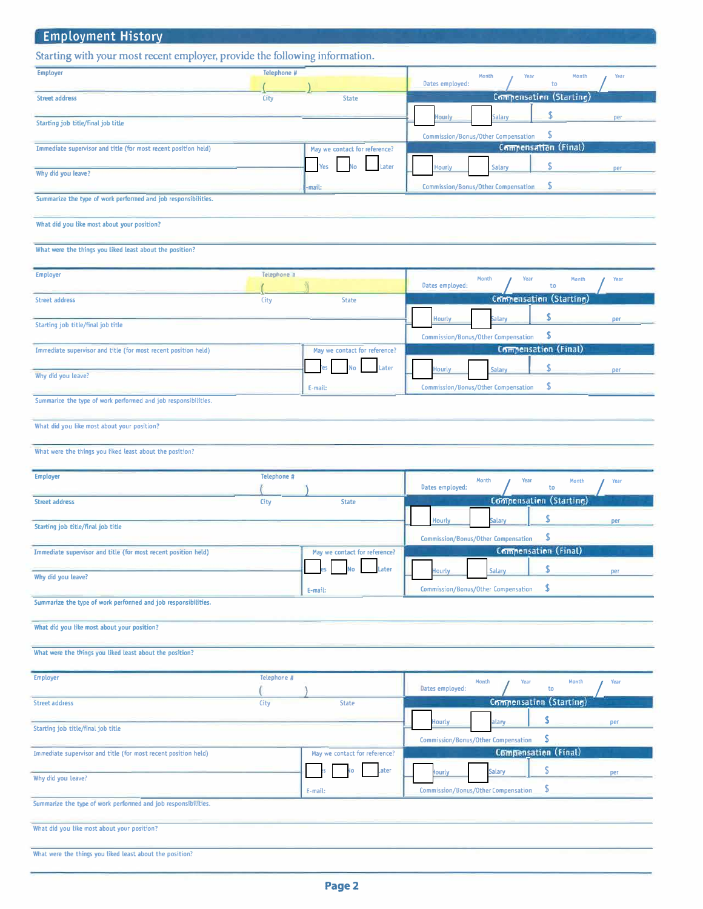## Employment History

Starting with your most recent employer, provide the following information.

| Employer | Telephone # ( ) | Dates employed: Month / Year to Month / Year |
|---|---|---|
| Street address | City | State |
| | | **Compensation (Starting)** |
| Starting job title/final job title | | ☐ Hourly ☐ Salary $ per |
| | | Commission/Bonus/Other Compensation $ |
| Immediate supervisor and title (for most recent position held) | May we contact for reference? | **Compensation (Final)** |
| Why did you leave? | ☐ Yes ☐ No ☐ Later | ☐ Hourly ☐ Salary $ per |
| | E-mail: | Commission/Bonus/Other Compensation $ |

Summarize the type of work performed and job responsibilities.

What did you like most about your position?

What were the things you liked least about the position?

| Employer | Telephone # ( ) | Dates employed: Month / Year to Month / Year |
|---|---|---|
| Street address | City | State |
| | | **Compensation (Starting)** |
| Starting job title/final job title | | ☐ Hourly ☐ Salary $ per |
| | | Commission/Bonus/Other Compensation $ |
| Immediate supervisor and title (for most recent position held) | May we contact for reference? | **Compensation (Final)** |
| Why did you leave? | ☐ Yes ☐ No ☐ Later | ☐ Hourly ☐ Salary $ per |
| | E-mail: | Commission/Bonus/Other Compensation $ |

Summarize the type of work performed and job responsibilities.

What did you like most about your position?

What were the things you liked least about the position?

| Employer | Telephone # ( ) | Dates employed: Month / Year to Month / Year |
|---|---|---|
| Street address | City | State |
| | | **Compensation (Starting)** |
| Starting job title/final job title | | ☐ Hourly ☐ Salary $ per |
| | | Commission/Bonus/Other Compensation $ |
| Immediate supervisor and title (for most recent position held) | May we contact for reference? | **Compensation (Final)** |
| Why did you leave? | ☐ Yes ☐ No ☐ Later | ☐ Hourly ☐ Salary $ per |
| | E-mail: | Commission/Bonus/Other Compensation $ |

Summarize the type of work performed and job responsibilities.

What did you like most about your position?

What were the things you liked least about the position?

| Employer | Telephone # ( ) | Dates employed: Month / Year to Month / Year |
|---|---|---|
| Street address | City | State |
| | | **Compensation (Starting)** |
| Starting job title/final job title | | ☐ Hourly ☐ Salary $ per |
| | | Commission/Bonus/Other Compensation $ |
| Immediate supervisor and title (for most recent position held) | May we contact for reference? | **Compensation (Final)** |
| Why did you leave? | ☐ Yes ☐ No ☐ Later | ☐ Hourly ☐ Salary $ per |
| | E-mail: | Commission/Bonus/Other Compensation $ |

Summarize the type of work performed and job responsibilities.

What did you like most about your position?

What were the things you liked least about the position?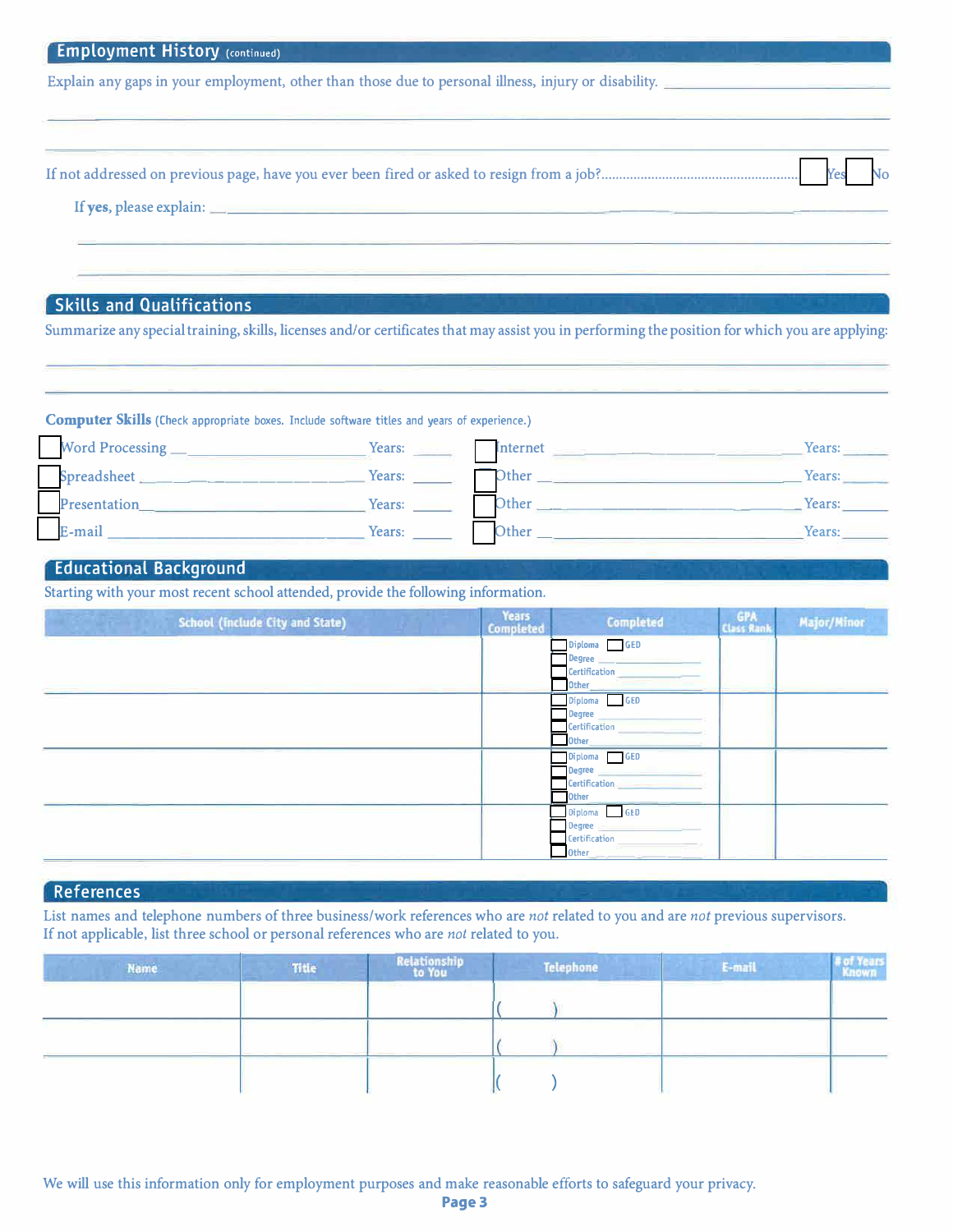## Employment History (continued)

Explain any gaps in your employment, other than those due to personal illness, injury or disability. ______________________________

______________________________________________________________________________

______________________________________________________________________________

If not addressed on previous page, have you ever been fired or asked to resign from a job?........................................................ ☐ Yes ☐ No

If **yes**, please explain: ______________________________________________________________

______________________________________________________________________________

______________________________________________________________________________

## Skills and Qualifications

Summarize any special training, skills, licenses and/or certificates that may assist you in performing the position for which you are applying:

______________________________________________________________________________

______________________________________________________________________________

**Computer Skills** (Check appropriate boxes. Include software titles and years of experience.)

| | |
|---|---|
| ☐ Word Processing ______________________ Years: _____ | ☐ Internet ______________________ Years: _____ |
| ☐ Spreadsheet ______________________ Years: _____ | ☐ Other ______________________ Years: _____ |
| ☐ Presentation ______________________ Years: _____ | ☐ Other ______________________ Years: _____ |
| ☐ E-mail ______________________ Years: _____ | ☐ Other ______________________ Years: _____ |

## Educational Background

Starting with your most recent school attended, provide the following information.

| School (Include City and State) | Years Completed | Completed | GPA Class Rank | Major/Minor |
|---|---|---|---|---|
| | | ☐ Diploma ☐ GED<br>☐ Degree ______<br>☐ Certification ______<br>☐ Other ______ | | |
| | | ☐ Diploma ☐ GED<br>☐ Degree ______<br>☐ Certification ______<br>☐ Other ______ | | |
| | | ☐ Diploma ☐ GED<br>☐ Degree ______<br>☐ Certification ______<br>☐ Other ______ | | |
| | | ☐ Diploma ☐ GED<br>☐ Degree ______<br>☐ Certification ______<br>☐ Other ______ | | |

## References

List names and telephone numbers of three business/work references who are *not* related to you and are *not* previous supervisors. If not applicable, list three school or personal references who are *not* related to you.

| Name | Title | Relationship to You | Telephone | E-mail | # of Years Known |
|---|---|---|---|---|---|
| | | | ( ) | | |
| | | | ( ) | | |
| | | | ( ) | | |

We will use this information only for employment purposes and make reasonable efforts to safeguard your privacy.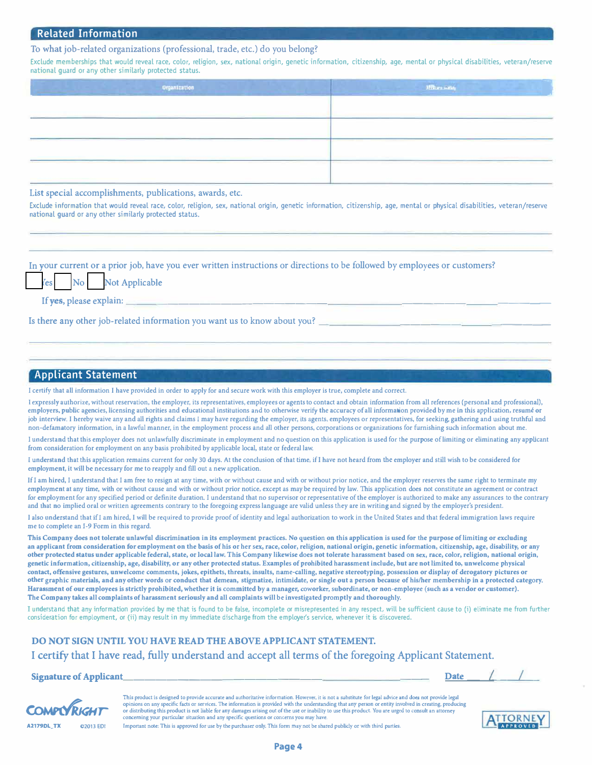## Related Information

To what job-related organizations (professional, trade, etc.) do you belong?

Exclude memberships that would reveal race, color, religion, sex, national origin, genetic information, citizenship, age, mental or physical disabilities, veteran/reserve national guard or any other similarly protected status.

| Organization | Offices Held |
| --- | --- |
| | |
| | |
| | |
| | |

List special accomplishments, publications, awards, etc.

Exclude information that would reveal race, color, religion, sex, national origin, genetic information, citizenship, age, mental or physical disabilities, veteran/reserve national guard or any other similarly protected status.

\_\_\_\_\_\_\_\_\_\_\_\_\_\_\_\_\_\_\_\_\_\_\_\_\_\_\_\_\_\_\_\_\_\_\_\_\_\_\_\_

\_\_\_\_\_\_\_\_\_\_\_\_\_\_\_\_\_\_\_\_\_\_\_\_\_\_\_\_\_\_\_\_\_\_\_\_\_\_\_\_

In your current or a prior job, have you ever written instructions or directions to be followed by employees or customers?

☐ Yes ☐ No ☐ Not Applicable

If **yes**, please explain: \_\_\_\_\_\_\_\_\_\_\_\_\_\_\_\_\_\_\_\_\_\_\_\_\_\_\_\_\_\_\_\_

Is there any other job-related information you want us to know about you? \_\_\_\_\_\_\_\_\_\_\_\_\_\_\_\_\_\_\_\_

\_\_\_\_\_\_\_\_\_\_\_\_\_\_\_\_\_\_\_\_\_\_\_\_\_\_\_\_\_\_\_\_\_\_\_\_\_\_\_\_

\_\_\_\_\_\_\_\_\_\_\_\_\_\_\_\_\_\_\_\_\_\_\_\_\_\_\_\_\_\_\_\_\_\_\_\_\_\_\_\_

## Applicant Statement

I certify that all information I have provided in order to apply for and secure work with this employer is true, complete and correct.

I expressly authorize, without reservation, the employer, its representatives, employees or agents to contact and obtain information from all references (personal and professional), employers, public agencies, licensing authorities and educational institutions and to otherwise verify the accuracy of all information provided by me in this application, resumé or job interview. I hereby waive any and all rights and claims I may have regarding the employer, its agents, employees or representatives, for seeking, gathering and using truthful and non-defamatory information, in a lawful manner, in the employment process and all other persons, corporations or organizations for furnishing such information about me.

I understand that this employer does not unlawfully discriminate in employment and no question on this application is used for the purpose of limiting or eliminating any applicant from consideration for employment on any basis prohibited by applicable local, state or federal law.

I understand that this application remains current for only 30 days. At the conclusion of that time, if I have not heard from the employer and still wish to be considered for employment, it will be necessary for me to reapply and fill out a new application.

If I am hired, I understand that I am free to resign at any time, with or without cause and with or without prior notice, and the employer reserves the same right to terminate my employment at any time, with or without cause and with or without prior notice, except as may be required by law. This application does not constitute an agreement or contract for employment for any specified period or definite duration. I understand that no supervisor or representative of the employer is authorized to make any assurances to the contrary and that no implied oral or written agreements contrary to the foregoing express language are valid unless they are in writing and signed by the employer's president.

I also understand that if I am hired, I will be required to provide proof of identity and legal authorization to work in the United States and that federal immigration laws require me to complete an I-9 Form in this regard.

**This Company does not tolerate unlawful discrimination in its employment practices. No question on this application is used for the purpose of limiting or excluding an applicant from consideration for employment on the basis of his or her sex, race, color, religion, national origin, genetic information, citizenship, age, disability, or any other protected status under applicable federal, state, or local law. This Company likewise does not tolerate harassment based on sex, race, color, religion, national origin, genetic information, citizenship, age, disability, or any other protected status. Examples of prohibited harassment include, but are not limited to, unwelcome physical contact, offensive gestures, unwelcome comments, jokes, epithets, threats, insults, name-calling, negative stereotyping, possession or display of derogatory pictures or other graphic materials, and any other words or conduct that demean, stigmatize, intimidate, or single out a person because of his/her membership in a protected category. Harassment of our employees is strictly prohibited, whether it is committed by a manager, coworker, subordinate, or non-employee (such as a vendor or customer). The Company takes all complaints of harassment seriously and all complaints will be investigated promptly and thoroughly.**

I understand that any information provided by me that is found to be false, incomplete or misrepresented in any respect, will be sufficient cause to (i) eliminate me from further consideration for employment, or (ii) may result in my immediate discharge from the employer's service, whenever it is discovered.

**DO NOT SIGN UNTIL YOU HAVE READ THE ABOVE APPLICANT STATEMENT.**

I certify that I have read, fully understand and accept all terms of the foregoing Applicant Statement.

**Signature of Applicant** \_\_\_\_\_\_\_\_\_\_\_\_\_\_\_\_\_\_\_\_\_\_\_\_\_\_\_\_\_\_\_\_ **Date** \_\_\_/\_\_\_/\_\_\_

ComplyRight

A2179DL_TX ©2013 EDI

This product is designed to provide accurate and authoritative information. However, it is not a substitute for legal advice and does not provide legal opinions on any specific facts or services. The information is provided with the understanding that any person or entity involved in creating, producing or distributing this product is not liable for any damages arising out of the use or inability to use this product. You are urged to consult an attorney concerning your particular situation and any specific questions or concerns you may have.

Important note: This is approved for use by the purchaser only. This form may not be shared publicly or with third parties.

ATTORNEY APPROVED